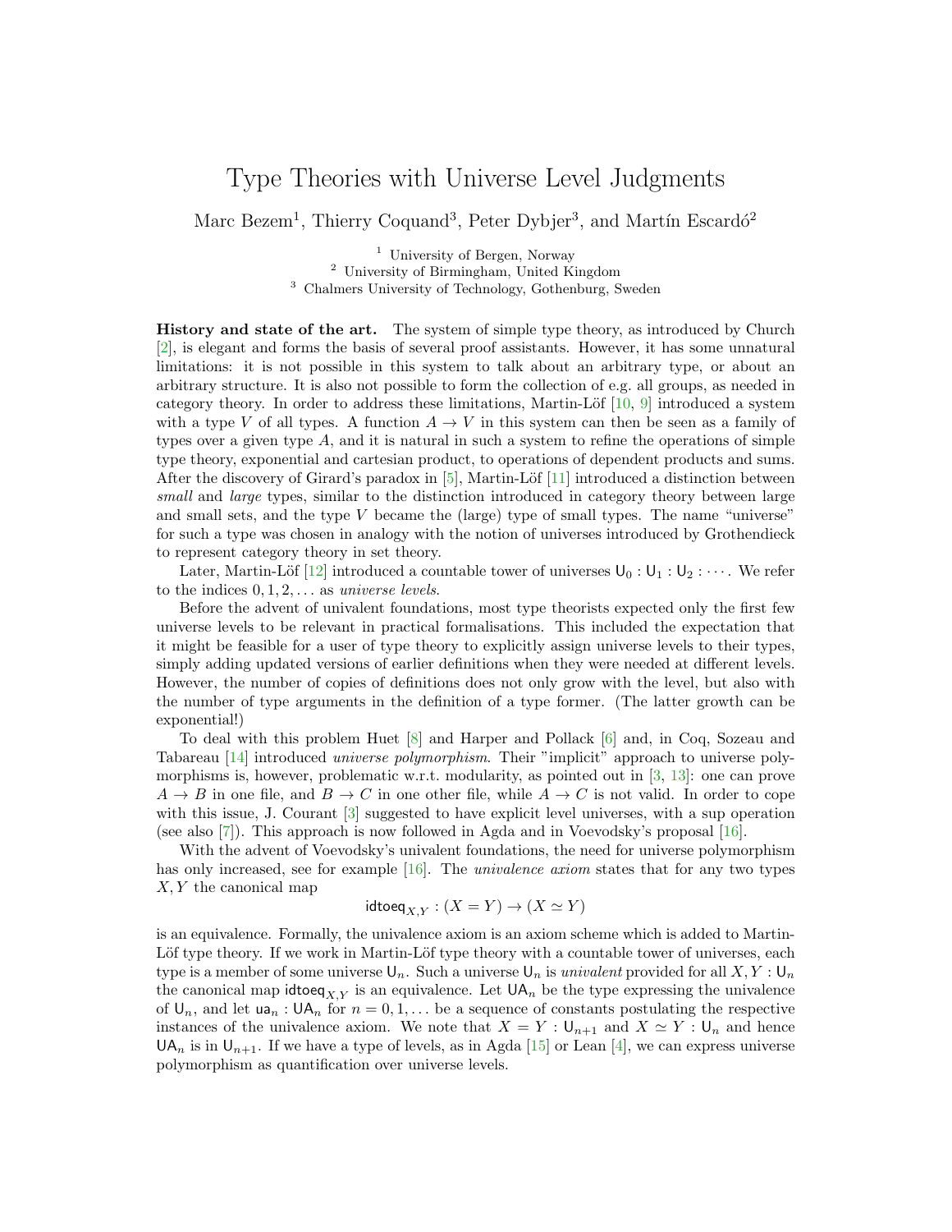# Type Theories with Universe Level Judgments

Marc Bezem[1], Thierry Coquand[3], Peter Dybjer[3], and Martín Escardó[2]

[1] University of Bergen, Norway
[2] University of Birmingham, United Kingdom
[3] Chalmers University of Technology, Gothenburg, Sweden

**History and state of the art.** The system of simple type theory, as introduced by Church [2], is elegant and forms the basis of several proof assistants. However, it has some unnatural limitations: it is not possible in this system to talk about an arbitrary type, or about an arbitrary structure. It is also not possible to form the collection of e.g. all groups, as needed in category theory. In order to address these limitations, Martin-Löf [10, 9] introduced a system with a type $V$ of all types. A function $A \to V$ in this system can then be seen as a family of types over a given type $A$, and it is natural in such a system to refine the operations of simple type theory, exponential and cartesian product, to operations of dependent products and sums. After the discovery of Girard's paradox in [5], Martin-Löf [11] introduced a distinction between *small* and *large* types, similar to the distinction introduced in category theory between large and small sets, and the type $V$ became the (large) type of small types. The name "universe" for such a type was chosen in analogy with the notion of universes introduced by Grothendieck to represent category theory in set theory.

Later, Martin-Löf [12] introduced a countable tower of universes $\mathsf{U}_0 : \mathsf{U}_1 : \mathsf{U}_2 : \cdots$. We refer to the indices $0, 1, 2, \ldots$ as *universe levels*.

Before the advent of univalent foundations, most type theorists expected only the first few universe levels to be relevant in practical formalisations. This included the expectation that it might be feasible for a user of type theory to explicitly assign universe levels to their types, simply adding updated versions of earlier definitions when they were needed at different levels. However, the number of copies of definitions does not only grow with the level, but also with the number of type arguments in the definition of a type former. (The latter growth can be exponential!)

To deal with this problem Huet [8] and Harper and Pollack [6] and, in Coq, Sozeau and Tabareau [14] introduced *universe polymorphism*. Their "implicit" approach to universe polymorphisms is, however, problematic w.r.t. modularity, as pointed out in [3, 13]: one can prove $A \to B$ in one file, and $B \to C$ in one other file, while $A \to C$ is not valid. In order to cope with this issue, J. Courant [3] suggested to have explicit level universes, with a sup operation (see also [7]). This approach is now followed in Agda and in Voevodsky's proposal [16].

With the advent of Voevodsky's univalent foundations, the need for universe polymorphism has only increased, see for example [16]. The *univalence axiom* states that for any two types $X, Y$ the canonical map

$$\mathsf{idtoeq}_{X,Y} : (X = Y) \to (X \simeq Y)$$

is an equivalence. Formally, the univalence axiom is an axiom scheme which is added to Martin-Löf type theory. If we work in Martin-Löf type theory with a countable tower of universes, each type is a member of some universe $\mathsf{U}_n$. Such a universe $\mathsf{U}_n$ is *univalent* provided for all $X, Y : \mathsf{U}_n$ the canonical map $\mathsf{idtoeq}_{X,Y}$ is an equivalence. Let $\mathsf{UA}_n$ be the type expressing the univalence of $\mathsf{U}_n$, and let $\mathsf{ua}_n : \mathsf{UA}_n$ for $n = 0, 1, \ldots$ be a sequence of constants postulating the respective instances of the univalence axiom. We note that $X = Y : \mathsf{U}_{n+1}$ and $X \simeq Y : \mathsf{U}_n$ and hence $\mathsf{UA}_n$ is in $\mathsf{U}_{n+1}$. If we have a type of levels, as in Agda [15] or Lean [4], we can express universe polymorphism as quantification over universe levels.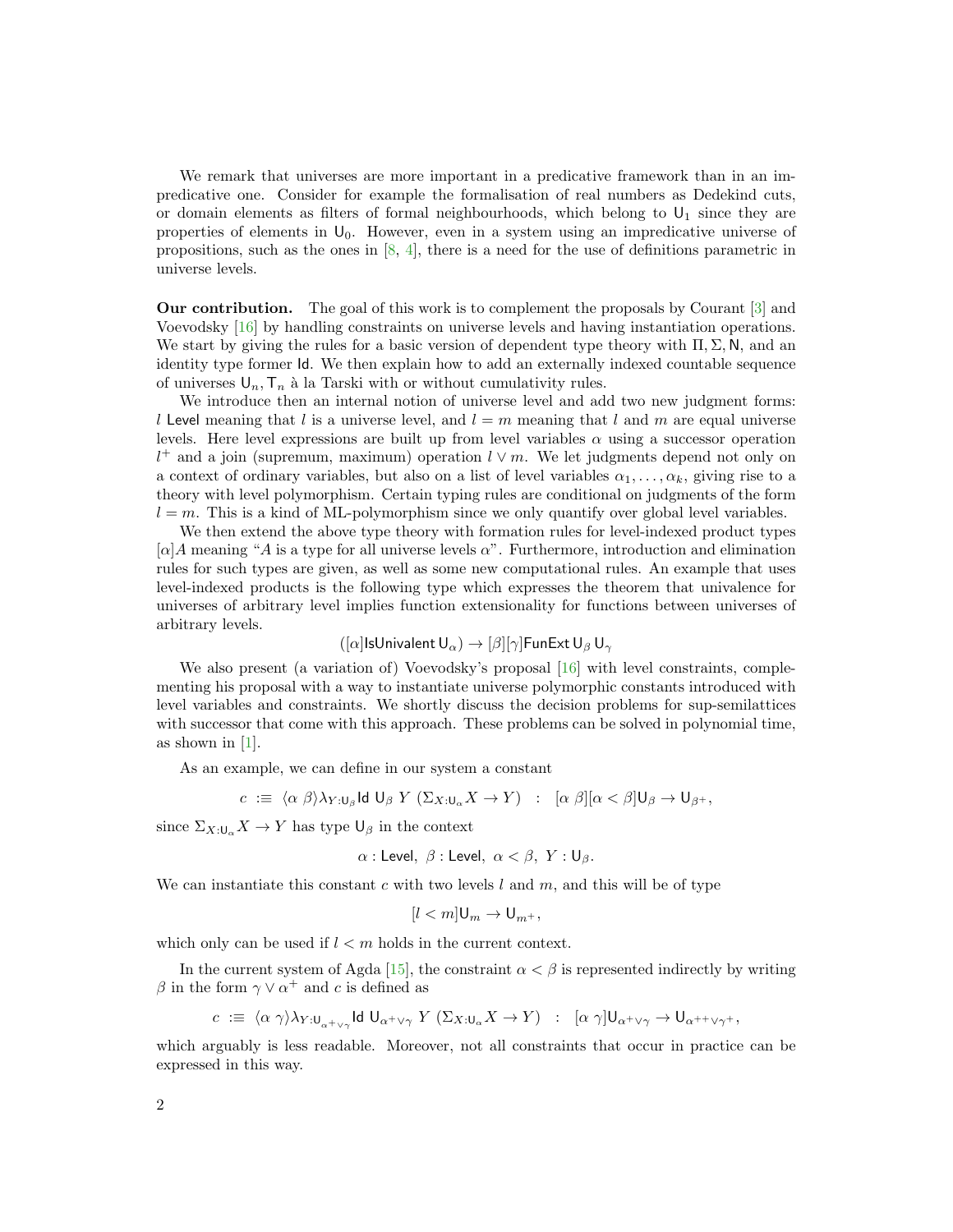We remark that universes are more important in a predicative framework than in an impredicative one. Consider for example the formalisation of real numbers as Dedekind cuts, or domain elements as filters of formal neighbourhoods, which belong to $\mathsf{U}_1$ since they are properties of elements in $\mathsf{U}_0$. However, even in a system using an impredicative universe of propositions, such as the ones in [8, 4], there is a need for the use of definitions parametric in universe levels.

**Our contribution.** The goal of this work is to complement the proposals by Courant [3] and Voevodsky [16] by handling constraints on universe levels and having instantiation operations. We start by giving the rules for a basic version of dependent type theory with $\Pi, \Sigma, \mathsf{N}$, and an identity type former $\mathsf{Id}$. We then explain how to add an externally indexed countable sequence of universes $\mathsf{U}_n, \mathsf{T}_n$ à la Tarski with or without cumulativity rules.

We introduce then an internal notion of universe level and add two new judgment forms: $l$ $\mathsf{Level}$ meaning that $l$ is a universe level, and $l = m$ meaning that $l$ and $m$ are equal universe levels. Here level expressions are built up from level variables $\alpha$ using a successor operation $l^+$ and a join (supremum, maximum) operation $l \vee m$. We let judgments depend not only on a context of ordinary variables, but also on a list of level variables $\alpha_1, \ldots, \alpha_k$, giving rise to a theory with level polymorphism. Certain typing rules are conditional on judgments of the form $l = m$. This is a kind of ML-polymorphism since we only quantify over global level variables.

We then extend the above type theory with formation rules for level-indexed product types $[\alpha]A$ meaning "$A$ is a type for all universe levels $\alpha$". Furthermore, introduction and elimination rules for such types are given, as well as some new computational rules. An example that uses level-indexed products is the following type which expresses the theorem that univalence for universes of arbitrary level implies function extensionality for functions between universes of arbitrary levels.

$$([\alpha]\mathsf{IsUnivalent}\,\mathsf{U}_\alpha) \to [\beta][\gamma]\mathsf{FunExt}\,\mathsf{U}_\beta\,\mathsf{U}_\gamma$$

We also present (a variation of) Voevodsky's proposal [16] with level constraints, complementing his proposal with a way to instantiate universe polymorphic constants introduced with level variables and constraints. We shortly discuss the decision problems for sup-semilattices with successor that come with this approach. These problems can be solved in polynomial time, as shown in [1].

As an example, we can define in our system a constant

$$c \;:\equiv\; \langle \alpha\ \beta \rangle \lambda_{Y:\mathsf{U}_\beta} \mathsf{Id}\ \mathsf{U}_\beta\ Y\ (\Sigma_{X:\mathsf{U}_\alpha} X \to Y) \quad : \quad [\alpha\ \beta][\alpha < \beta]\mathsf{U}_\beta \to \mathsf{U}_{\beta^+},$$

since $\Sigma_{X:\mathsf{U}_\alpha} X \to Y$ has type $\mathsf{U}_\beta$ in the context

$$\alpha : \mathsf{Level},\ \beta : \mathsf{Level},\ \alpha < \beta,\ Y : \mathsf{U}_\beta.$$

We can instantiate this constant $c$ with two levels $l$ and $m$, and this will be of type

$$[l < m]\mathsf{U}_m \to \mathsf{U}_{m^+},$$

which only can be used if $l < m$ holds in the current context.

In the current system of Agda [15], the constraint $\alpha < \beta$ is represented indirectly by writing $\beta$ in the form $\gamma \vee \alpha^+$ and $c$ is defined as

$$c \;:\equiv\; \langle \alpha\ \gamma \rangle \lambda_{Y:\mathsf{U}_{\alpha^+ \vee \gamma}} \mathsf{Id}\ \mathsf{U}_{\alpha^+ \vee \gamma}\ Y\ (\Sigma_{X:\mathsf{U}_\alpha} X \to Y) \quad : \quad [\alpha\ \gamma]\mathsf{U}_{\alpha^+ \vee \gamma} \to \mathsf{U}_{\alpha^{++} \vee \gamma^+},$$

which arguably is less readable. Moreover, not all constraints that occur in practice can be expressed in this way.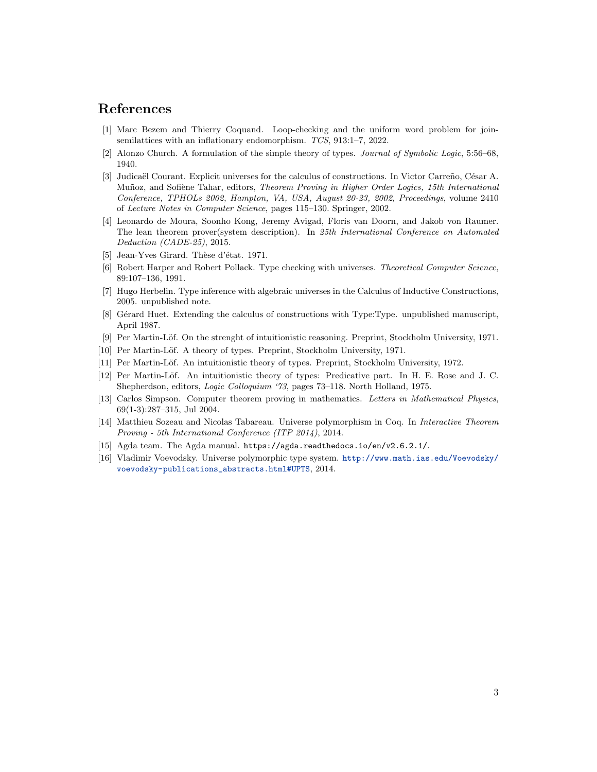## References

[1] Marc Bezem and Thierry Coquand. Loop-checking and the uniform word problem for join-semilattices with an inflationary endomorphism. *TCS*, 913:1–7, 2022.

[2] Alonzo Church. A formulation of the simple theory of types. *Journal of Symbolic Logic*, 5:56–68, 1940.

[3] Judicaël Courant. Explicit universes for the calculus of constructions. In Victor Carreño, César A. Muñoz, and Sofiène Tahar, editors, *Theorem Proving in Higher Order Logics, 15th International Conference, TPHOLs 2002, Hampton, VA, USA, August 20-23, 2002, Proceedings*, volume 2410 of *Lecture Notes in Computer Science*, pages 115–130. Springer, 2002.

[4] Leonardo de Moura, Soonho Kong, Jeremy Avigad, Floris van Doorn, and Jakob von Raumer. The lean theorem prover(system description). In *25th International Conference on Automated Deduction (CADE-25)*, 2015.

[5] Jean-Yves Girard. Thèse d'état. 1971.

[6] Robert Harper and Robert Pollack. Type checking with universes. *Theoretical Computer Science*, 89:107–136, 1991.

[7] Hugo Herbelin. Type inference with algebraic universes in the Calculus of Inductive Constructions, 2005. unpublished note.

[8] Gérard Huet. Extending the calculus of constructions with Type:Type. unpublished manuscript, April 1987.

[9] Per Martin-Löf. On the strenght of intuitionistic reasoning. Preprint, Stockholm University, 1971.

[10] Per Martin-Löf. A theory of types. Preprint, Stockholm University, 1971.

[11] Per Martin-Löf. An intuitionistic theory of types. Preprint, Stockholm University, 1972.

[12] Per Martin-Löf. An intuitionistic theory of types: Predicative part. In H. E. Rose and J. C. Shepherdson, editors, *Logic Colloquium '73*, pages 73–118. North Holland, 1975.

[13] Carlos Simpson. Computer theorem proving in mathematics. *Letters in Mathematical Physics*, 69(1-3):287–315, Jul 2004.

[14] Matthieu Sozeau and Nicolas Tabareau. Universe polymorphism in Coq. In *Interactive Theorem Proving - 5th International Conference (ITP 2014)*, 2014.

[15] Agda team. The Agda manual. `https://agda.readthedocs.io/en/v2.6.2.1/`.

[16] Vladimir Voevodsky. Universe polymorphic type system. http://www.math.ias.edu/Voevodsky/voevodsky-publications_abstracts.html#UPTS, 2014.